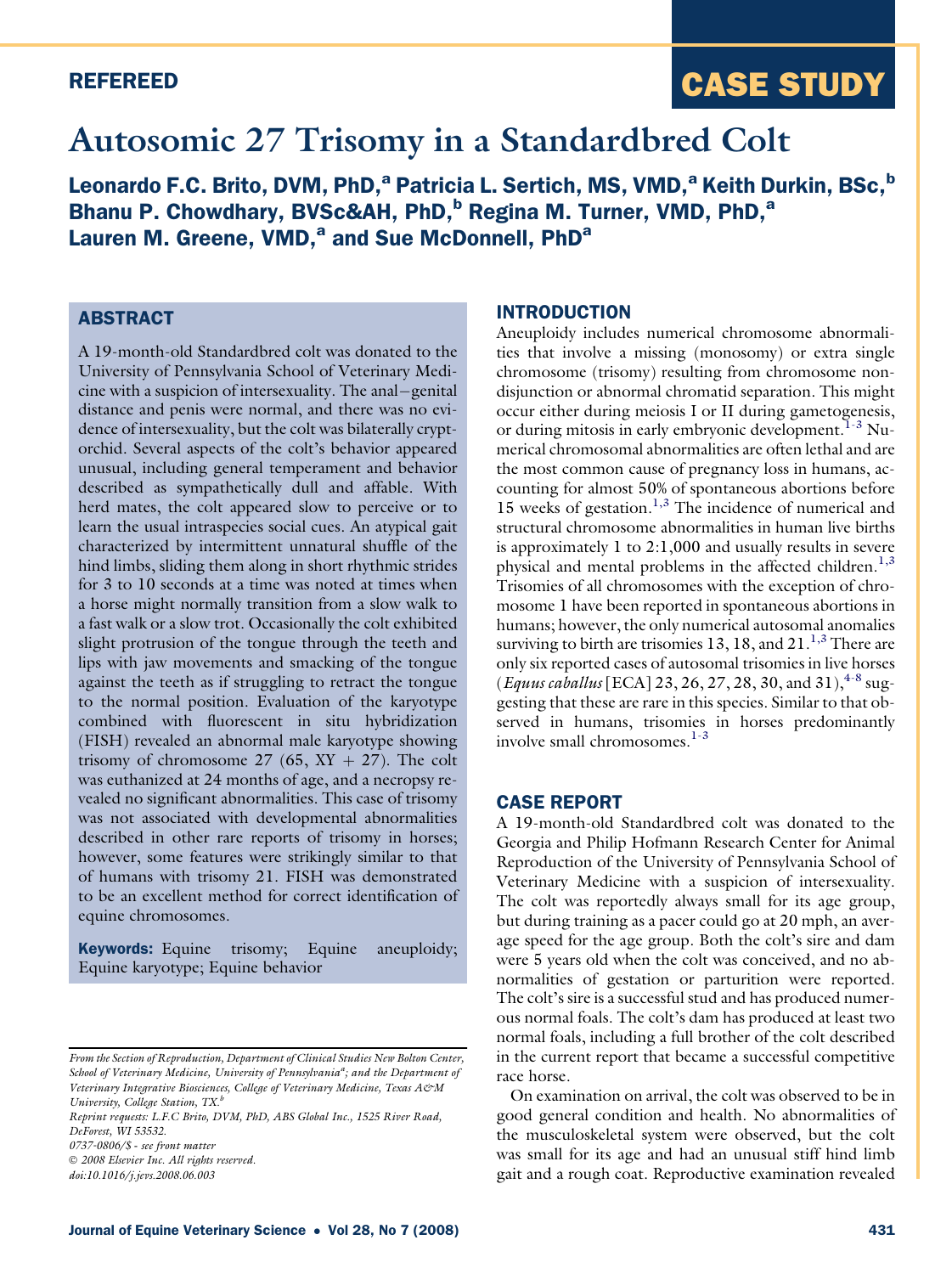REFEREED

CASE STUDY

# Autosomic 27 Trisomy in a Standardbred Colt

**Leonardo F.C. Brito, DVM, PhD,[a] Patricia L. Sertich, MS, VMD,[a] Keith Durkin, BSc,[b] Bhanu P. Chowdhary, BVSc&AH, PhD,[b] Regina M. Turner, VMD, PhD,[a] Lauren M. Greene, VMD,[a] and Sue McDonnell, PhD[a]**

## ABSTRACT

A 19-month-old Standardbred colt was donated to the University of Pennsylvania School of Veterinary Medicine with a suspicion of intersexuality. The anal–genital distance and penis were normal, and there was no evidence of intersexuality, but the colt was bilaterally cryptorchid. Several aspects of the colt's behavior appeared unusual, including general temperament and behavior described as sympathetically dull and affable. With herd mates, the colt appeared slow to perceive or to learn the usual intraspecies social cues. An atypical gait characterized by intermittent unnatural shuffle of the hind limbs, sliding them along in short rhythmic strides for 3 to 10 seconds at a time was noted at times when a horse might normally transition from a slow walk to a fast walk or a slow trot. Occasionally the colt exhibited slight protrusion of the tongue through the teeth and lips with jaw movements and smacking of the tongue against the teeth as if struggling to retract the tongue to the normal position. Evaluation of the karyotype combined with fluorescent in situ hybridization (FISH) revealed an abnormal male karyotype showing trisomy of chromosome 27 (65, XY + 27). The colt was euthanized at 24 months of age, and a necropsy revealed no significant abnormalities. This case of trisomy was not associated with developmental abnormalities described in other rare reports of trisomy in horses; however, some features were strikingly similar to that of humans with trisomy 21. FISH was demonstrated to be an excellent method for correct identification of equine chromosomes.

**Keywords:** Equine trisomy; Equine aneuploidy; Equine karyotype; Equine behavior

*From the Section of Reproduction, Department of Clinical Studies New Bolton Center, School of Veterinary Medicine, University of Pennsylvania[a]; and the Department of Veterinary Integrative Biosciences, College of Veterinary Medicine, Texas A&M University, College Station, TX.[b]*

*Reprint requests: L.F.C Brito, DVM, PhD, ABS Global Inc., 1525 River Road, DeForest, WI 53532.*

*0737-0806/$ - see front matter*

*© 2008 Elsevier Inc. All rights reserved.*

*doi:10.1016/j.jevs.2008.06.003*

## INTRODUCTION

Aneuploidy includes numerical chromosome abnormalities that involve a missing (monosomy) or extra single chromosome (trisomy) resulting from chromosome nondisjunction or abnormal chromatid separation. This might occur either during meiosis I or II during gametogenesis, or during mitosis in early embryonic development.[1-3] Numerical chromosomal abnormalities are often lethal and are the most common cause of pregnancy loss in humans, accounting for almost 50% of spontaneous abortions before 15 weeks of gestation.[1,3] The incidence of numerical and structural chromosome abnormalities in human live births is approximately 1 to 2:1,000 and usually results in severe physical and mental problems in the affected children.[1,3] Trisomies of all chromosomes with the exception of chromosome 1 have been reported in spontaneous abortions in humans; however, the only numerical autosomal anomalies surviving to birth are trisomies 13, 18, and 21.[1,3] There are only six reported cases of autosomal trisomies in live horses (*Equus caballus* [ECA] 23, 26, 27, 28, 30, and 31),[4-8] suggesting that these are rare in this species. Similar to that observed in humans, trisomies in horses predominantly involve small chromosomes.[1-3]

## CASE REPORT

A 19-month-old Standardbred colt was donated to the Georgia and Philip Hofmann Research Center for Animal Reproduction of the University of Pennsylvania School of Veterinary Medicine with a suspicion of intersexuality. The colt was reportedly always small for its age group, but during training as a pacer could go at 20 mph, an average speed for the age group. Both the colt's sire and dam were 5 years old when the colt was conceived, and no abnormalities of gestation or parturition were reported. The colt's sire is a successful stud and has produced numerous normal foals. The colt's dam has produced at least two normal foals, including a full brother of the colt described in the current report that became a successful competitive race horse.

On examination on arrival, the colt was observed to be in good general condition and health. No abnormalities of the musculoskeletal system were observed, but the colt was small for its age and had an unusual stiff hind limb gait and a rough coat. Reproductive examination revealed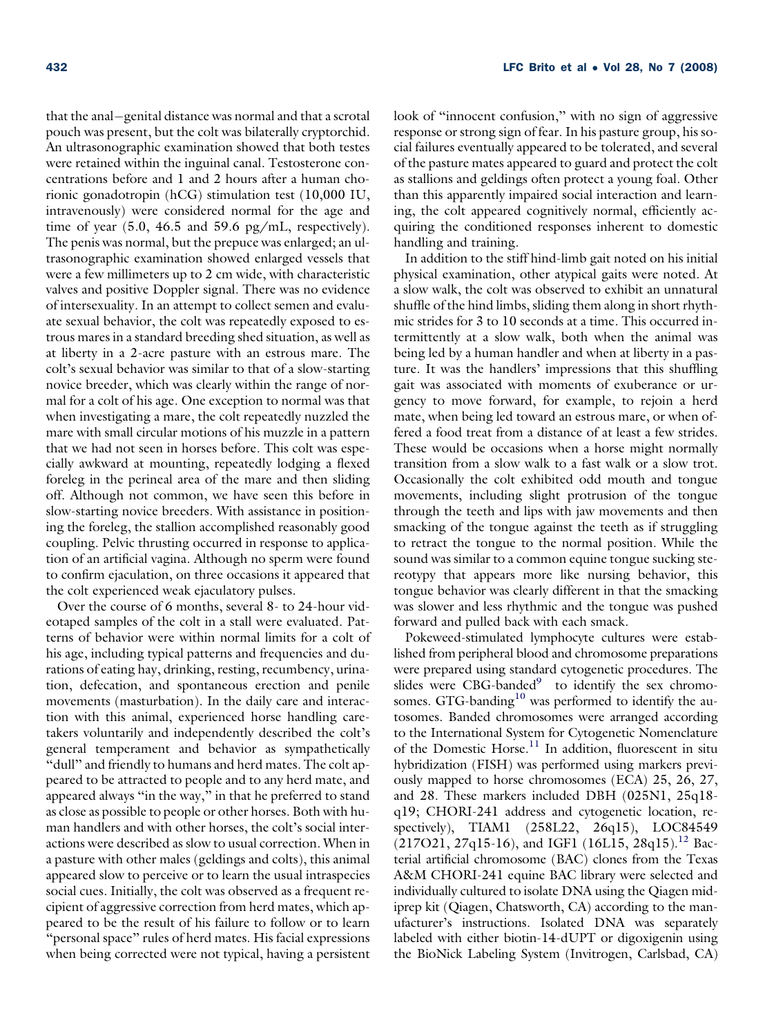that the anal–genital distance was normal and that a scrotal pouch was present, but the colt was bilaterally cryptorchid. An ultrasonographic examination showed that both testes were retained within the inguinal canal. Testosterone concentrations before and 1 and 2 hours after a human chorionic gonadotropin (hCG) stimulation test (10,000 IU, intravenously) were considered normal for the age and time of year (5.0, 46.5 and 59.6 pg/mL, respectively). The penis was normal, but the prepuce was enlarged; an ultrasonographic examination showed enlarged vessels that were a few millimeters up to 2 cm wide, with characteristic valves and positive Doppler signal. There was no evidence of intersexuality. In an attempt to collect semen and evaluate sexual behavior, the colt was repeatedly exposed to estrous mares in a standard breeding shed situation, as well as at liberty in a 2-acre pasture with an estrous mare. The colt's sexual behavior was similar to that of a slow-starting novice breeder, which was clearly within the range of normal for a colt of his age. One exception to normal was that when investigating a mare, the colt repeatedly nuzzled the mare with small circular motions of his muzzle in a pattern that we had not seen in horses before. This colt was especially awkward at mounting, repeatedly lodging a flexed foreleg in the perineal area of the mare and then sliding off. Although not common, we have seen this before in slow-starting novice breeders. With assistance in positioning the foreleg, the stallion accomplished reasonably good coupling. Pelvic thrusting occurred in response to application of an artificial vagina. Although no sperm were found to confirm ejaculation, on three occasions it appeared that the colt experienced weak ejaculatory pulses.

Over the course of 6 months, several 8- to 24-hour videotaped samples of the colt in a stall were evaluated. Patterns of behavior were within normal limits for a colt of his age, including typical patterns and frequencies and durations of eating hay, drinking, resting, recumbency, urination, defecation, and spontaneous erection and penile movements (masturbation). In the daily care and interaction with this animal, experienced horse handling caretakers voluntarily and independently described the colt's general temperament and behavior as sympathetically "dull" and friendly to humans and herd mates. The colt appeared to be attracted to people and to any herd mate, and appeared always "in the way," in that he preferred to stand as close as possible to people or other horses. Both with human handlers and with other horses, the colt's social interactions were described as slow to usual correction. When in a pasture with other males (geldings and colts), this animal appeared slow to perceive or to learn the usual intraspecies social cues. Initially, the colt was observed as a frequent recipient of aggressive correction from herd mates, which appeared to be the result of his failure to follow or to learn "personal space" rules of herd mates. His facial expressions when being corrected were not typical, having a persistent look of "innocent confusion," with no sign of aggressive response or strong sign of fear. In his pasture group, his social failures eventually appeared to be tolerated, and several of the pasture mates appeared to guard and protect the colt as stallions and geldings often protect a young foal. Other than this apparently impaired social interaction and learning, the colt appeared cognitively normal, efficiently acquiring the conditioned responses inherent to domestic handling and training.

In addition to the stiff hind-limb gait noted on his initial physical examination, other atypical gaits were noted. At a slow walk, the colt was observed to exhibit an unnatural shuffle of the hind limbs, sliding them along in short rhythmic strides for 3 to 10 seconds at a time. This occurred intermittently at a slow walk, both when the animal was being led by a human handler and when at liberty in a pasture. It was the handlers' impressions that this shuffling gait was associated with moments of exuberance or urgency to move forward, for example, to rejoin a herd mate, when being led toward an estrous mare, or when offered a food treat from a distance of at least a few strides. These would be occasions when a horse might normally transition from a slow walk to a fast walk or a slow trot. Occasionally the colt exhibited odd mouth and tongue movements, including slight protrusion of the tongue through the teeth and lips with jaw movements and then smacking of the tongue against the teeth as if struggling to retract the tongue to the normal position. While the sound was similar to a common equine tongue sucking stereotypy that appears more like nursing behavior, this tongue behavior was clearly different in that the smacking was slower and less rhythmic and the tongue was pushed forward and pulled back with each smack.

Pokeweed-stimulated lymphocyte cultures were established from peripheral blood and chromosome preparations were prepared using standard cytogenetic procedures. The slides were CBG-banded[9] to identify the sex chromosomes. GTG-banding[10] was performed to identify the autosomes. Banded chromosomes were arranged according to the International System for Cytogenetic Nomenclature of the Domestic Horse.[11] In addition, fluorescent in situ hybridization (FISH) was performed using markers previously mapped to horse chromosomes (ECA) 25, 26, 27, and 28. These markers included DBH (025N1, 25q18-q19; CHORI-241 address and cytogenetic location, respectively), TIAM1 (258L22, 26q15), LOC84549 (217O21, 27q15-16), and IGF1 (16L15, 28q15).[12] Bacterial artificial chromosome (BAC) clones from the Texas A&M CHORI-241 equine BAC library were selected and individually cultured to isolate DNA using the Qiagen midiprep kit (Qiagen, Chatsworth, CA) according to the manufacturer's instructions. Isolated DNA was separately labeled with either biotin-14-dUPT or digoxigenin using the BioNick Labeling System (Invitrogen, Carlsbad, CA)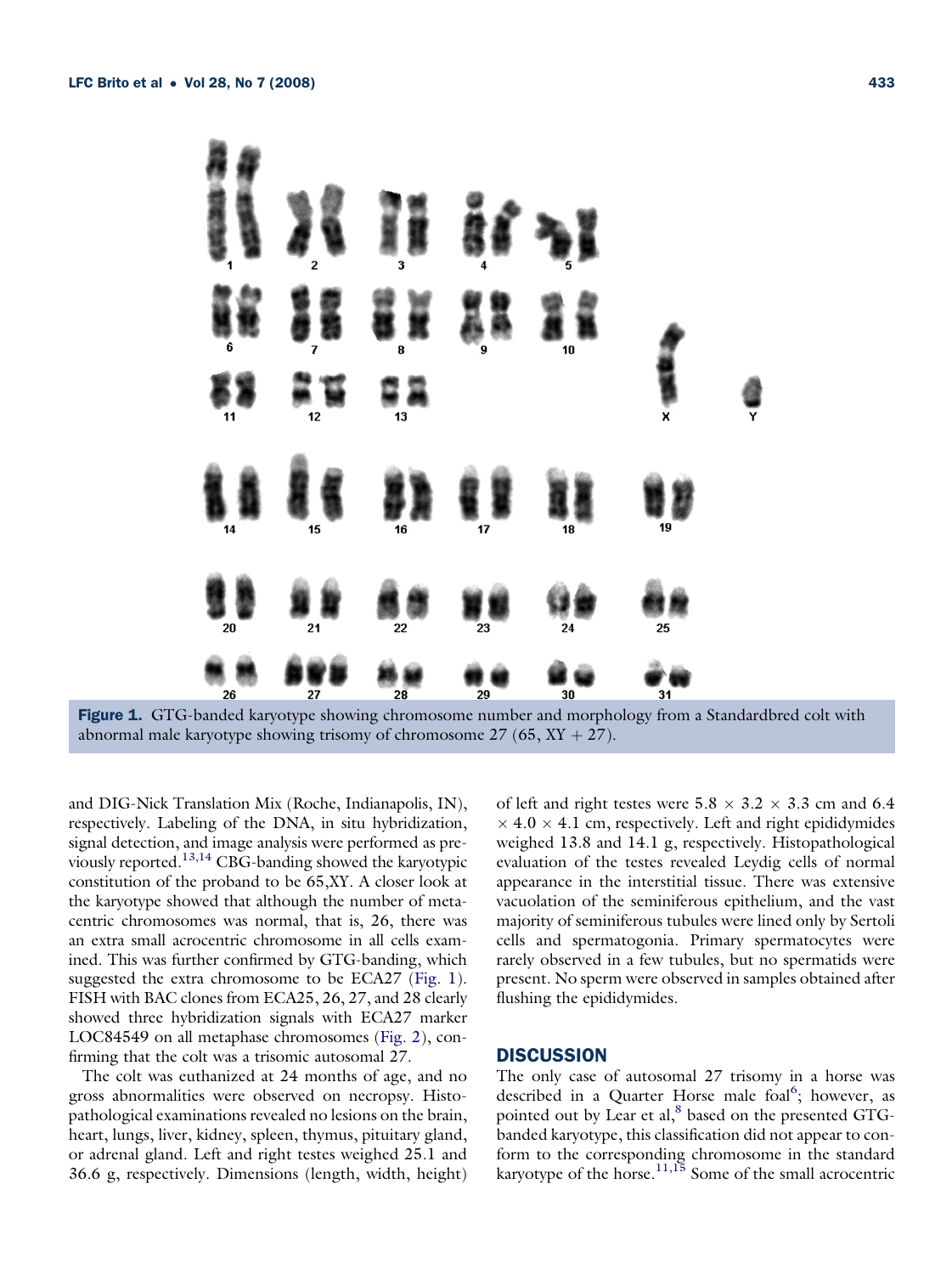Figure 1. GTG-banded karyotype showing chromosome number and morphology from a Standardbred colt with abnormal male karyotype showing trisomy of chromosome 27 (65, XY + 27).

and DIG-Nick Translation Mix (Roche, Indianapolis, IN), respectively. Labeling of the DNA, in situ hybridization, signal detection, and image analysis were performed as previously reported.[13,14] CBG-banding showed the karyotypic constitution of the proband to be 65,XY. A closer look at the karyotype showed that although the number of metacentric chromosomes was normal, that is, 26, there was an extra small acrocentric chromosome in all cells examined. This was further confirmed by GTG-banding, which suggested the extra chromosome to be ECA27 (Fig. 1). FISH with BAC clones from ECA25, 26, 27, and 28 clearly showed three hybridization signals with ECA27 marker LOC84549 on all metaphase chromosomes (Fig. 2), confirming that the colt was a trisomic autosomal 27.

The colt was euthanized at 24 months of age, and no gross abnormalities were observed on necropsy. Histopathological examinations revealed no lesions on the brain, heart, lungs, liver, kidney, spleen, thymus, pituitary gland, or adrenal gland. Left and right testes weighed 25.1 and 36.6 g, respectively. Dimensions (length, width, height) of left and right testes were 5.8 × 3.2 × 3.3 cm and 6.4 × 4.0 × 4.1 cm, respectively. Left and right epididymides weighed 13.8 and 14.1 g, respectively. Histopathological evaluation of the testes revealed Leydig cells of normal appearance in the interstitial tissue. There was extensive vacuolation of the seminiferous epithelium, and the vast majority of seminiferous tubules were lined only by Sertoli cells and spermatogonia. Primary spermatocytes were rarely observed in a few tubules, but no spermatids were present. No sperm were observed in samples obtained after flushing the epididymides.

## DISCUSSION

The only case of autosomal 27 trisomy in a horse was described in a Quarter Horse male foal[6]; however, as pointed out by Lear et al,[8] based on the presented GTG-banded karyotype, this classification did not appear to conform to the corresponding chromosome in the standard karyotype of the horse.[11,15] Some of the small acrocentric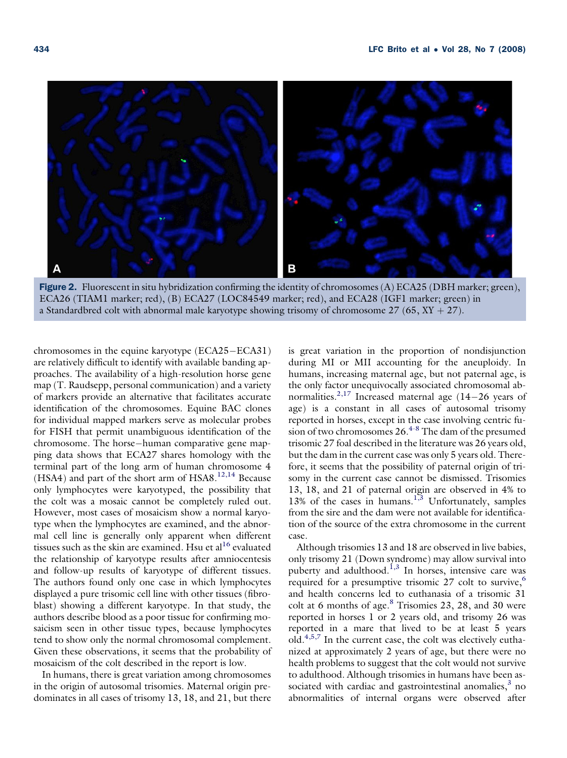Figure 2. Fluorescent in situ hybridization confirming the identity of chromosomes (A) ECA25 (DBH marker; green), ECA26 (TIAM1 marker; red), (B) ECA27 (LOC84549 marker; red), and ECA28 (IGF1 marker; green) in a Standardbred colt with abnormal male karyotype showing trisomy of chromosome 27 (65, XY + 27).

chromosomes in the equine karyotype (ECA25–ECA31) are relatively difficult to identify with available banding approaches. The availability of a high-resolution horse gene map (T. Raudsepp, personal communication) and a variety of markers provide an alternative that facilitates accurate identification of the chromosomes. Equine BAC clones for individual mapped markers serve as molecular probes for FISH that permit unambiguous identification of the chromosome. The horse–human comparative gene mapping data shows that ECA27 shares homology with the terminal part of the long arm of human chromosome 4 (HSA4) and part of the short arm of HSA8.[12,14] Because only lymphocytes were karyotyped, the possibility that the colt was a mosaic cannot be completely ruled out. However, most cases of mosaicism show a normal karyotype when the lymphocytes are examined, and the abnormal cell line is generally only apparent when different tissues such as the skin are examined. Hsu et al[16] evaluated the relationship of karyotype results after amniocentesis and follow-up results of karyotype of different tissues. The authors found only one case in which lymphocytes displayed a pure trisomic cell line with other tissues (fibroblast) showing a different karyotype. In that study, the authors describe blood as a poor tissue for confirming mosaicism seen in other tissue types, because lymphocytes tend to show only the normal chromosomal complement. Given these observations, it seems that the probability of mosaicism of the colt described in the report is low.

In humans, there is great variation among chromosomes in the origin of autosomal trisomies. Maternal origin predominates in all cases of trisomy 13, 18, and 21, but there is great variation in the proportion of nondisjunction during MI or MII accounting for the aneuploidy. In humans, increasing maternal age, but not paternal age, is the only factor unequivocally associated chromosomal abnormalities.[2,17] Increased maternal age (14–26 years of age) is a constant in all cases of autosomal trisomy reported in horses, except in the case involving centric fusion of two chromosomes 26.[4-8] The dam of the presumed trisomic 27 foal described in the literature was 26 years old, but the dam in the current case was only 5 years old. Therefore, it seems that the possibility of paternal origin of trisomy in the current case cannot be dismissed. Trisomies 13, 18, and 21 of paternal origin are observed in 4% to 13% of the cases in humans.[1,3] Unfortunately, samples from the sire and the dam were not available for identification of the source of the extra chromosome in the current case.

Although trisomies 13 and 18 are observed in live babies, only trisomy 21 (Down syndrome) may allow survival into puberty and adulthood.[1,3] In horses, intensive care was required for a presumptive trisomic 27 colt to survive,[6] and health concerns led to euthanasia of a trisomic 31 colt at 6 months of age.[8] Trisomies 23, 28, and 30 were reported in horses 1 or 2 years old, and trisomy 26 was reported in a mare that lived to be at least 5 years old.[4,5,7] In the current case, the colt was electively euthanized at approximately 2 years of age, but there were no health problems to suggest that the colt would not survive to adulthood. Although trisomies in humans have been associated with cardiac and gastrointestinal anomalies,[3] no abnormalities of internal organs were observed after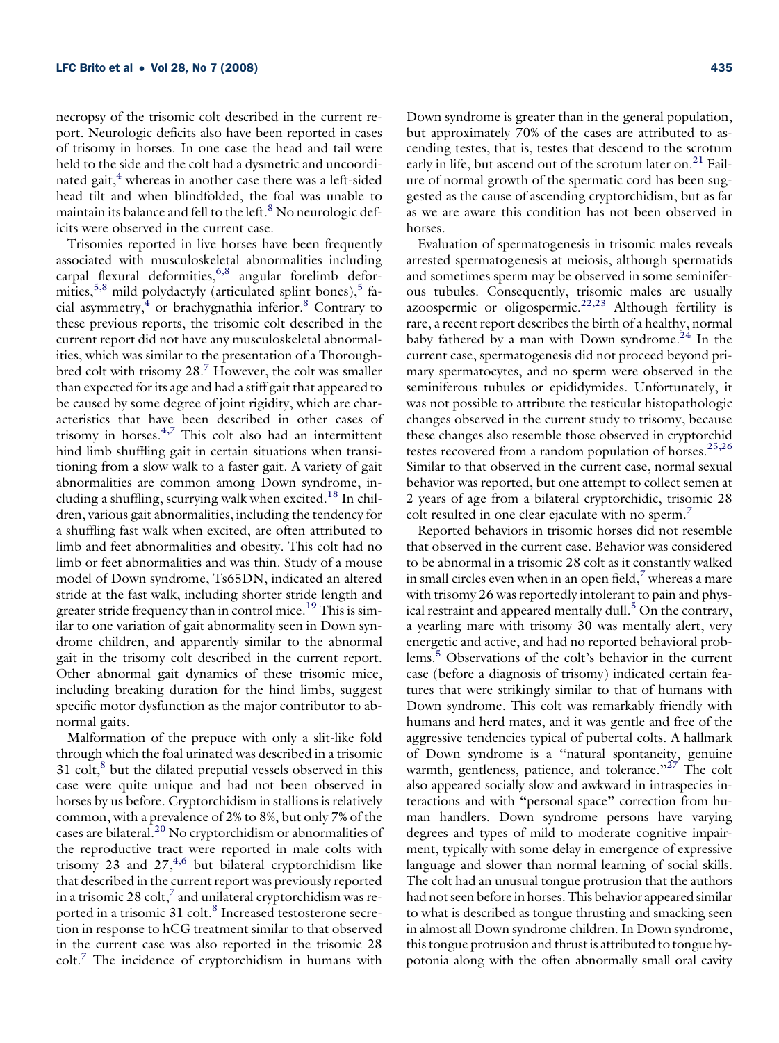necropsy of the trisomic colt described in the current report. Neurologic deficits also have been reported in cases of trisomy in horses. In one case the head and tail were held to the side and the colt had a dysmetric and uncoordinated gait,[4] whereas in another case there was a left-sided head tilt and when blindfolded, the foal was unable to maintain its balance and fell to the left.[8] No neurologic deficits were observed in the current case.

Trisomies reported in live horses have been frequently associated with musculoskeletal abnormalities including carpal flexural deformities,[6,8] angular forelimb deformities,[5,8] mild polydactyly (articulated splint bones),[5] facial asymmetry,[4] or brachygnathia inferior.[8] Contrary to these previous reports, the trisomic colt described in the current report did not have any musculoskeletal abnormalities, which was similar to the presentation of a Thoroughbred colt with trisomy 28.[7] However, the colt was smaller than expected for its age and had a stiff gait that appeared to be caused by some degree of joint rigidity, which are characteristics that have been described in other cases of trisomy in horses.[4,7] This colt also had an intermittent hind limb shuffling gait in certain situations when transitioning from a slow walk to a faster gait. A variety of gait abnormalities are common among Down syndrome, including a shuffling, scurrying walk when excited.[18] In children, various gait abnormalities, including the tendency for a shuffling fast walk when excited, are often attributed to limb and feet abnormalities and obesity. This colt had no limb or feet abnormalities and was thin. Study of a mouse model of Down syndrome, Ts65DN, indicated an altered stride at the fast walk, including shorter stride length and greater stride frequency than in control mice.[19] This is similar to one variation of gait abnormality seen in Down syndrome children, and apparently similar to the abnormal gait in the trisomy colt described in the current report. Other abnormal gait dynamics of these trisomic mice, including breaking duration for the hind limbs, suggest specific motor dysfunction as the major contributor to abnormal gaits.

Malformation of the prepuce with only a slit-like fold through which the foal urinated was described in a trisomic 31 colt,[8] but the dilated preputial vessels observed in this case were quite unique and had not been observed in horses by us before. Cryptorchidism in stallions is relatively common, with a prevalence of 2% to 8%, but only 7% of the cases are bilateral.[20] No cryptorchidism or abnormalities of the reproductive tract were reported in male colts with trisomy 23 and 27,[4,6] but bilateral cryptorchidism like that described in the current report was previously reported in a trisomic 28 colt,[7] and unilateral cryptorchidism was reported in a trisomic 31 colt.[8] Increased testosterone secretion in response to hCG treatment similar to that observed in the current case was also reported in the trisomic 28 colt.[7] The incidence of cryptorchidism in humans with Down syndrome is greater than in the general population, but approximately 70% of the cases are attributed to ascending testes, that is, testes that descend to the scrotum early in life, but ascend out of the scrotum later on.[21] Failure of normal growth of the spermatic cord has been suggested as the cause of ascending cryptorchidism, but as far as we are aware this condition has not been observed in horses.

Evaluation of spermatogenesis in trisomic males reveals arrested spermatogenesis at meiosis, although spermatids and sometimes sperm may be observed in some seminiferous tubules. Consequently, trisomic males are usually azoospermic or oligospermic.[22,23] Although fertility is rare, a recent report describes the birth of a healthy, normal baby fathered by a man with Down syndrome.[24] In the current case, spermatogenesis did not proceed beyond primary spermatocytes, and no sperm were observed in the seminiferous tubules or epididymides. Unfortunately, it was not possible to attribute the testicular histopathologic changes observed in the current study to trisomy, because these changes also resemble those observed in cryptorchid testes recovered from a random population of horses.[25,26] Similar to that observed in the current case, normal sexual behavior was reported, but one attempt to collect semen at 2 years of age from a bilateral cryptorchidic, trisomic 28 colt resulted in one clear ejaculate with no sperm.[7]

Reported behaviors in trisomic horses did not resemble that observed in the current case. Behavior was considered to be abnormal in a trisomic 28 colt as it constantly walked in small circles even when in an open field,[7] whereas a mare with trisomy 26 was reportedly intolerant to pain and physical restraint and appeared mentally dull.[5] On the contrary, a yearling mare with trisomy 30 was mentally alert, very energetic and active, and had no reported behavioral problems.[5] Observations of the colt's behavior in the current case (before a diagnosis of trisomy) indicated certain features that were strikingly similar to that of humans with Down syndrome. This colt was remarkably friendly with humans and herd mates, and it was gentle and free of the aggressive tendencies typical of pubertal colts. A hallmark of Down syndrome is a "natural spontaneity, genuine warmth, gentleness, patience, and tolerance."[27] The colt also appeared socially slow and awkward in intraspecies interactions and with "personal space" correction from human handlers. Down syndrome persons have varying degrees and types of mild to moderate cognitive impairment, typically with some delay in emergence of expressive language and slower than normal learning of social skills. The colt had an unusual tongue protrusion that the authors had not seen before in horses. This behavior appeared similar to what is described as tongue thrusting and smacking seen in almost all Down syndrome children. In Down syndrome, this tongue protrusion and thrust is attributed to tongue hypotonia along with the often abnormally small oral cavity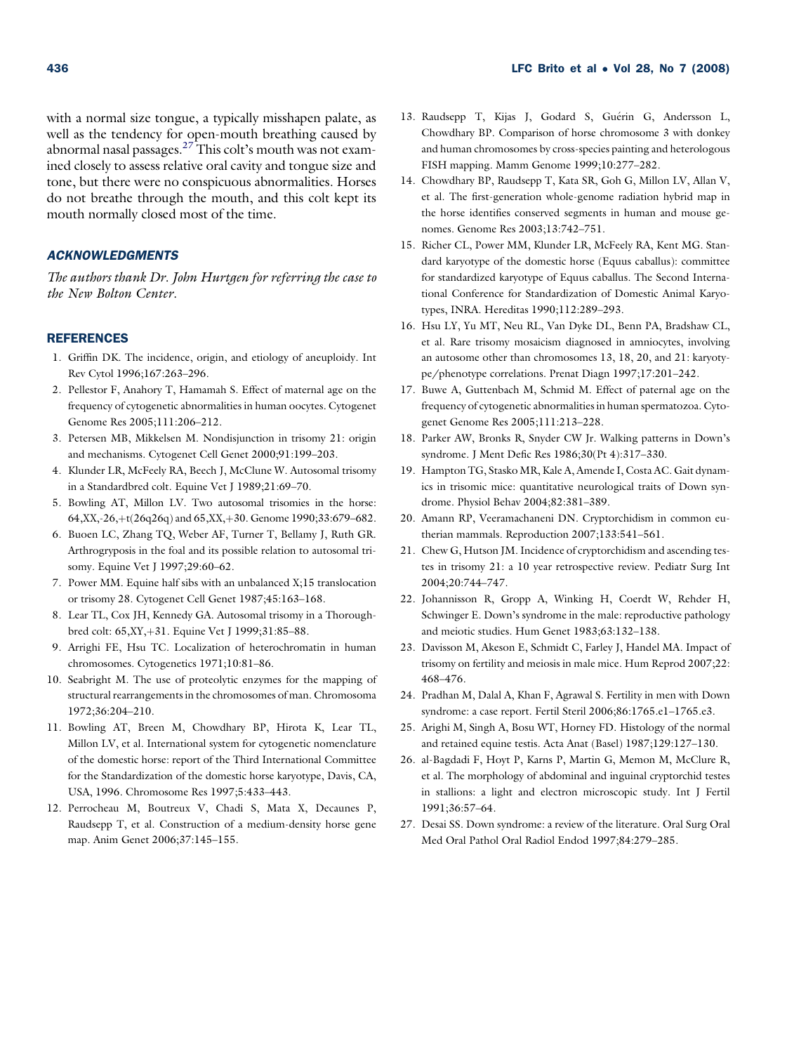with a normal size tongue, a typically misshapen palate, as well as the tendency for open-mouth breathing caused by abnormal nasal passages.[27] This colt's mouth was not examined closely to assess relative oral cavity and tongue size and tone, but there were no conspicuous abnormalities. Horses do not breathe through the mouth, and this colt kept its mouth normally closed most of the time.

### ACKNOWLEDGMENTS

*The authors thank Dr. John Hurtgen for referring the case to the New Bolton Center.*

### REFERENCES

1. Griffin DK. The incidence, origin, and etiology of aneuploidy. Int Rev Cytol 1996;167:263–296.
2. Pellestor F, Anahory T, Hamamah S. Effect of maternal age on the frequency of cytogenetic abnormalities in human oocytes. Cytogenet Genome Res 2005;111:206–212.
3. Petersen MB, Mikkelsen M. Nondisjunction in trisomy 21: origin and mechanisms. Cytogenet Cell Genet 2000;91:199–203.
4. Klunder LR, McFeely RA, Beech J, McClune W. Autosomal trisomy in a Standardbred colt. Equine Vet J 1989;21:69–70.
5. Bowling AT, Millon LV. Two autosomal trisomies in the horse: 64,XX,-26,+t(26q26q) and 65,XX,+30. Genome 1990;33:679–682.
6. Buoen LC, Zhang TQ, Weber AF, Turner T, Bellamy J, Ruth GR. Arthrogryposis in the foal and its possible relation to autosomal trisomy. Equine Vet J 1997;29:60–62.
7. Power MM. Equine half sibs with an unbalanced X;15 translocation or trisomy 28. Cytogenet Cell Genet 1987;45:163–168.
8. Lear TL, Cox JH, Kennedy GA. Autosomal trisomy in a Thoroughbred colt: 65,XY,+31. Equine Vet J 1999;31:85–88.
9. Arrighi FE, Hsu TC. Localization of heterochromatin in human chromosomes. Cytogenetics 1971;10:81–86.
10. Seabright M. The use of proteolytic enzymes for the mapping of structural rearrangements in the chromosomes of man. Chromosoma 1972;36:204–210.
11. Bowling AT, Breen M, Chowdhary BP, Hirota K, Lear TL, Millon LV, et al. International system for cytogenetic nomenclature of the domestic horse: report of the Third International Committee for the Standardization of the domestic horse karyotype, Davis, CA, USA, 1996. Chromosome Res 1997;5:433–443.
12. Perrocheau M, Boutreux V, Chadi S, Mata X, Decaunes P, Raudsepp T, et al. Construction of a medium-density horse gene map. Anim Genet 2006;37:145–155.
13. Raudsepp T, Kijas J, Godard S, Guérin G, Andersson L, Chowdhary BP. Comparison of horse chromosome 3 with donkey and human chromosomes by cross-species painting and heterologous FISH mapping. Mamm Genome 1999;10:277–282.
14. Chowdhary BP, Raudsepp T, Kata SR, Goh G, Millon LV, Allan V, et al. The first-generation whole-genome radiation hybrid map in the horse identifies conserved segments in human and mouse genomes. Genome Res 2003;13:742–751.
15. Richer CL, Power MM, Klunder LR, McFeely RA, Kent MG. Standard karyotype of the domestic horse (Equus caballus): committee for standardized karyotype of Equus caballus. The Second International Conference for Standardization of Domestic Animal Karyotypes, INRA. Hereditas 1990;112:289–293.
16. Hsu LY, Yu MT, Neu RL, Van Dyke DL, Benn PA, Bradshaw CL, et al. Rare trisomy mosaicism diagnosed in amniocytes, involving an autosome other than chromosomes 13, 18, 20, and 21: karyotype/phenotype correlations. Prenat Diagn 1997;17:201–242.
17. Buwe A, Guttenbach M, Schmid M. Effect of paternal age on the frequency of cytogenetic abnormalities in human spermatozoa. Cytogenet Genome Res 2005;111:213–228.
18. Parker AW, Bronks R, Snyder CW Jr. Walking patterns in Down's syndrome. J Ment Defic Res 1986;30(Pt 4):317–330.
19. Hampton TG, Stasko MR, Kale A, Amende I, Costa AC. Gait dynamics in trisomic mice: quantitative neurological traits of Down syndrome. Physiol Behav 2004;82:381–389.
20. Amann RP, Veeramachaneni DN. Cryptorchidism in common eutherian mammals. Reproduction 2007;133:541–561.
21. Chew G, Hutson JM. Incidence of cryptorchidism and ascending testes in trisomy 21: a 10 year retrospective review. Pediatr Surg Int 2004;20:744–747.
22. Johannisson R, Gropp A, Winking H, Coerdt W, Rehder H, Schwinger E. Down's syndrome in the male: reproductive pathology and meiotic studies. Hum Genet 1983;63:132–138.
23. Davisson M, Akeson E, Schmidt C, Farley J, Handel MA. Impact of trisomy on fertility and meiosis in male mice. Hum Reprod 2007;22: 468–476.
24. Pradhan M, Dalal A, Khan F, Agrawal S. Fertility in men with Down syndrome: a case report. Fertil Steril 2006;86:1765.e1–1765.e3.
25. Arighi M, Singh A, Bosu WT, Horney FD. Histology of the normal and retained equine testis. Acta Anat (Basel) 1987;129:127–130.
26. al-Bagdadi F, Hoyt P, Karns P, Martin G, Memon M, McClure R, et al. The morphology of abdominal and inguinal cryptorchid testes in stallions: a light and electron microscopic study. Int J Fertil 1991;36:57–64.
27. Desai SS. Down syndrome: a review of the literature. Oral Surg Oral Med Oral Pathol Oral Radiol Endod 1997;84:279–285.